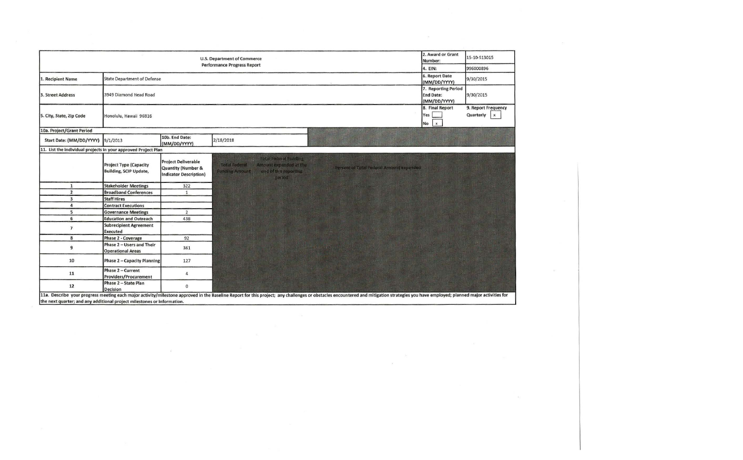| U.S. Department of Commerce<br>Performance Progress Report | | | | 2. Award or Grant Number: | 15-10-S13015 |
|---|---|---|---|---|---|
| | | | | 4. EIN: | 996000896 |
| 1. Recipient Name | State Department of Defense | | | 6. Report Date (MM/DD/YYYY) | 9/30/2015 |
| 3. Street Address | 3949 Diamond Head Road | | | 7. Reporting Period End Date: (MM/DD/YYYY) | 9/30/2015 |
| 5. City, State, Zip Code | Honolulu, Hawaii 96816 | | | 8. Final Report<br>Yes [ ]<br>No [x] | 9. Report Frequency<br>Quarterly [x] |
| 10a. Project/Grant Period | | | | | |
| Start Date: (MM/DD/YYYY) | 9/1/2013 | 10b. End Date: (MM/DD/YYYY) | 2/18/2018 | | |

11. List the individual projects in your approved Project Plan

| | Project Type (Capacity Building, SCIP Update, | Project Deliverable Quantity (Number & Indicator Description) | Total Federal Funding Amount | Total Federal Funding Amount expended at the end of this reporting period | Percent of Total Federal Amount expended |
|---|---|---|---|---|---|
| 1 | Stakeholder Meetings | 322 | | | |
| 2 | Broadband Conferences | 1 | | | |
| 3 | Staff Hires | | | | |
| 4 | Contract Executions | | | | |
| 5 | Governance Meetings | 2 | | | |
| 6 | Education and Outreach | 438 | | | |
| 7 | Subrecipient Agreement Executed | | | | |
| 8 | Phase 2 - Coverage | 92 | | | |
| 9 | Phase 2 – Users and Their Operational Areas | 361 | | | |
| 10 | Phase 2 – Capacity Planning | 127 | | | |
| 11 | Phase 2 – Current Providers/Procurement | 4 | | | |
| 12 | Phase 2 – State Plan Decision | 0 | | | |

11a. Describe your progress meeting each major activity/milestone approved in the Baseline Report for this project; any challenges or obstacles encountered and mitigation strategies you have employed; planned major activities for the next quarter; and any additional project milestones or information.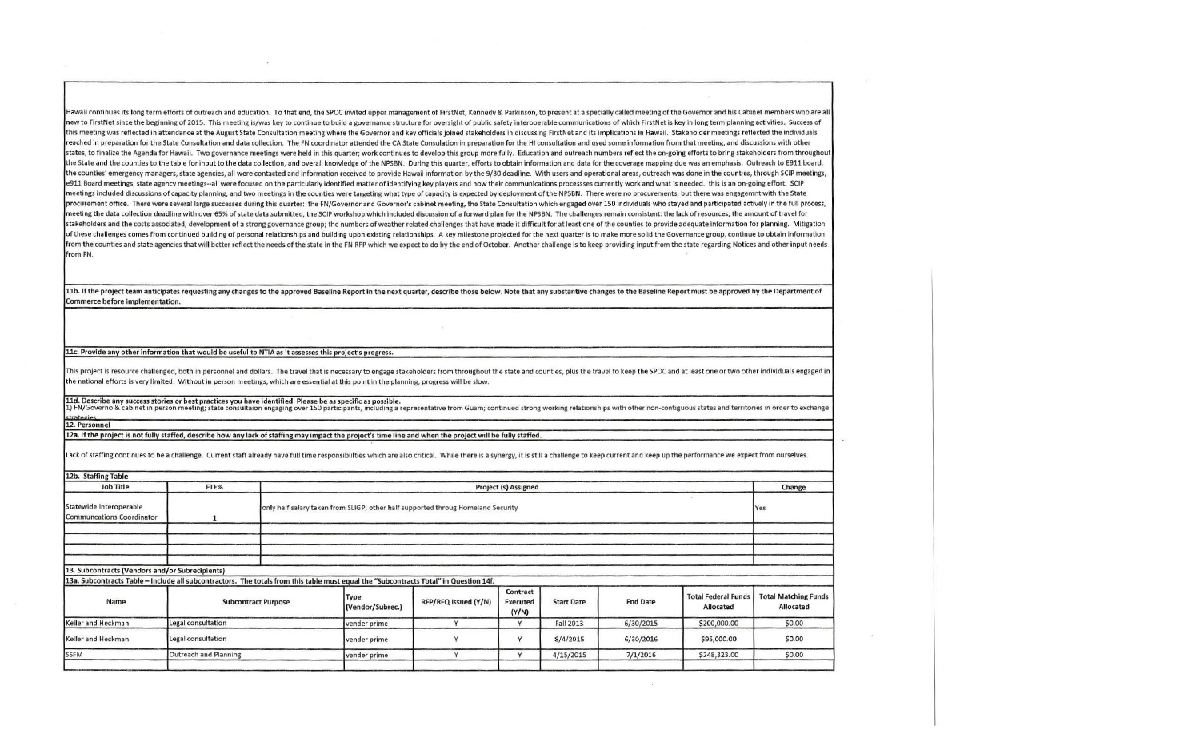Hawaii continues its long term efforts of outreach and education. To that end, the SPOC invited upper management of FirstNet, Kennedy & Parkinson, to present at a specially called meeting of the Governor and his Cabinet members who are all new to FirstNet since the beginning of 2015. This meeting is/was key to continue to build a governance structure for oversight of public safety interoperable communications of which FirstNet is key in long term planning activities. Success of this meeting was reflected in attendance at the August State Consultation meeting where the Governor and key officials joined stakeholders in discussing FirstNet and its implications in Hawaii. Stakeholder meetings reflected the individuals reached in preparation for the State Consultation and data collection. The FN coordinator attended the CA State Consulation in preparation for the HI consultation and used some information from that meeting, and discussions with other states, to finalize the Agenda for Hawaii. Two governance meetings were held in this quarter; work continues to develop this group more fully. Education and outreach numbers reflect the on-going efforts to bring stakeholders from throughout the State and the counties to the table for input to the data collection, and overall knowledge of the NPSBN. During this quarter, efforts to obtain information and data for the coverage mapping due was an emphasis. Outreach to E911 board, the counties' emergency managers, state agencies, all were contacted and information received to provide Hawaii information by the 9/30 deadline. With users and operational areas, outreach was done in the counties, through SCIP meetings, e911 Board meetings, state agency meetings--all were focused on the particularly identified matter of identifying key players and how their communications processes currently work and what is needed. this is an on-going effort. SCIP meetings included discussions of capacity planning, and two meetings in the counties were targeting what type of capacity is expected by deployment of the NPSBN. There were no procurements, but there was engagemnt with the State procurement office. There were several large successes during this quarter: the FN/Governor and Governor's cabinet meeting, the State Consultation which engaged over 150 individuals who stayed and participated actively in the full process, meeting the data collection deadline with over 65% of state data submitted, the SCIP workshop which included discussion of a forward plan for the NPSBN. The challenges remain consistent: the lack of resources, the amount of travel for stakeholders and the costs associated, development of a strong governance group; the numbers of weather related challenges that have made it difficult for at least one of the counties to provide adequate information for planning. Mitigation of these challenges comes from continued building of personal relationships and building upon existing relationships. A key milestone projected for the next quarter is to make more solid the Governance group, continue to obtain information from the counties and state agencies that will better reflect the needs of the state in the FN RFP which we expect to do by the end of October. Another challenge is to keep providing input from the state regarding Notices and other input needs from FN.

**11b. If the project team anticipates requesting any changes to the approved Baseline Report in the next quarter, describe those below. Note that any substantive changes to the Baseline Report must be approved by the Department of Commerce before implementation.**

**11c. Provide any other information that would be useful to NTIA as it assesses this project's progress.**

This project is resource challenged, both in personnel and dollars. The travel that is necessary to engage stakeholders from throughout the state and counties, plus the travel to keep the SPOC and at least one or two other individuals engaged in the national efforts is very limited. Without in person meetings, which are essential at this point in the planning, progress will be slow.

**11d. Describe any success stories or best practices you have identified. Please be as specific as possible.**

1) FN/Governo & cabinet in person meeting; state consultaion engaging over 150 participants, including a representative from Guam; continued strong working relationships with other non-contiguous states and territories in order to exchange strategies.

**12. Personnel**

**12a. If the project is not fully staffed, describe how any lack of staffing may impact the project's time line and when the project will be fully staffed.**

Lack of staffing continues to be a challenge. Current staff already have full time responsibilities which are also critical. While there is a synergy, it is still a challenge to keep current and keep up the performance we expect from ourselves.

**12b. Staffing Table**

| Job Title | FTE% | Project (s) Assigned | Change |
|---|---|---|---|
| Statewide Interoperable Communcations Coordinator | 1 | only half salary taken from SLIGP; other half supported throug Homeland Security | Yes |
| | | | |
| | | | |
| | | | |

**13. Subcontracts (Vendors and/or Subrecipients)**

**13a. Subcontracts Table – Include all subcontractors. The totals from this table must equal the "Subcontracts Total" in Question 14f.**

| Name | Subcontract Purpose | Type (Vendor/Subrec.) | RFP/RFQ Issued (Y/N) | Contract Executed (Y/N) | Start Date | End Date | Total Federal Funds Allocated | Total Matching Funds Allocated |
|---|---|---|---|---|---|---|---|---|
| Keller and Heckman | Legal consultation | vender prime | Y | Y | Fall 2013 | 6/30/2015 | $200,000.00 | $0.00 |
| Keller and Heckman | Legal consultation | vender prime | Y | Y | 8/4/2015 | 6/30/2016 | $95,000.00 | $0.00 |
| SSFM | Outreach and Planning | vender prime | Y | Y | 4/15/2015 | 7/1/2016 | $248,323.00 | $0.00 |
| | | | | | | | | |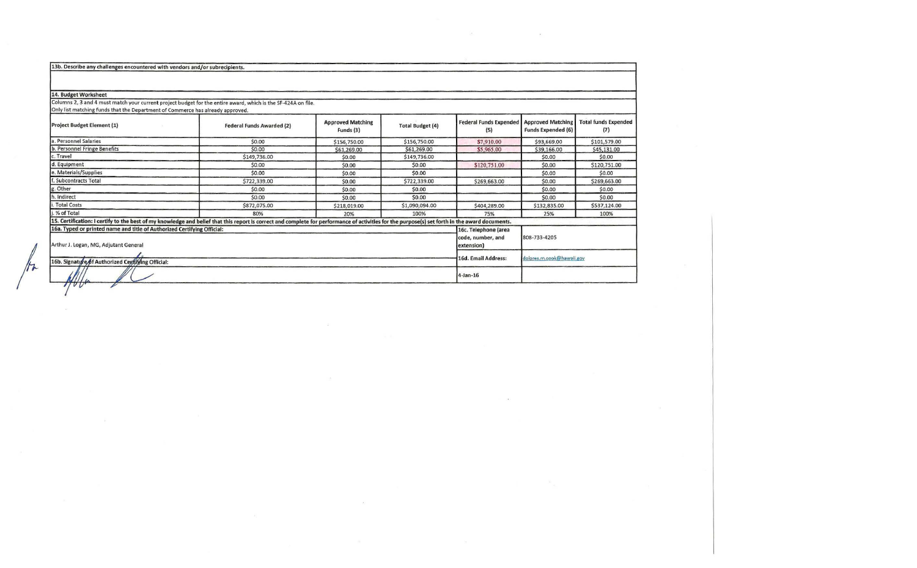**13b. Describe any challenges encountered with vendors and/or subrecipients.**

**14. Budget Worksheet**

Columns 2, 3 and 4 must match your current project budget for the entire award, which is the SF-424A on file.
Only list matching funds that the Department of Commerce has already approved.

| Project Budget Element (1) | Federal Funds Awarded (2) | Approved Matching Funds (3) | Total Budget (4) | Federal Funds Expended (5) | Approved Matching Funds Expended (6) | Total funds Expended (7) |
|---|---|---|---|---|---|---|
| a. Personnel Salaries | $0.00 | $156,750.00 | $156,750.00 | $7,910.00 | $93,669.00 | $101,579.00 |
| b. Personnel Fringe Benefits | $0.00 | $61,269.00 | $61,269.00 | $5,965.00 | $39,166.00 | $45,131.00 |
| c. Travel | $149,736.00 | $0.00 | $149,736.00 | | $0.00 | $0.00 |
| d. Equipment | $0.00 | $0.00 | $0.00 | $120,751.00 | $0.00 | $120,751.00 |
| e. Materials/Supplies | $0.00 | $0.00 | $0.00 | | $0.00 | $0.00 |
| f. Subcontracts Total | $722,339.00 | $0.00 | $722,339.00 | $269,663.00 | $0.00 | $269,663.00 |
| g. Other | $0.00 | $0.00 | $0.00 | | $0.00 | $0.00 |
| h. Indirect | $0.00 | $0.00 | $0.00 | | $0.00 | $0.00 |
| i. Total Costs | $872,075.00 | $218,019.00 | $1,090,094.00 | $404,289.00 | $132,835.00 | $537,124.00 |
| j. % of Total | 80% | 20% | 100% | 75% | 25% | 100% |

**15. Certification: I certify to the best of my knowledge and belief that this report is correct and complete for performance of activities for the purpose(s) set forth in the award documents.**

| | | |
|---|---|---|
| **16a. Typed or printed name and title of Authorized Certifying Official:** Arthur J. Logan, MG, Adjutant General | **16c. Telephone (area code, number, and extension)** | 808-733-4205 |
| **16b. Signature of Authorized Certifying Official:** | **16d. Email Address:** | dolores.m.cook@hawaii.gov |
| | 4-Jan-16 | |